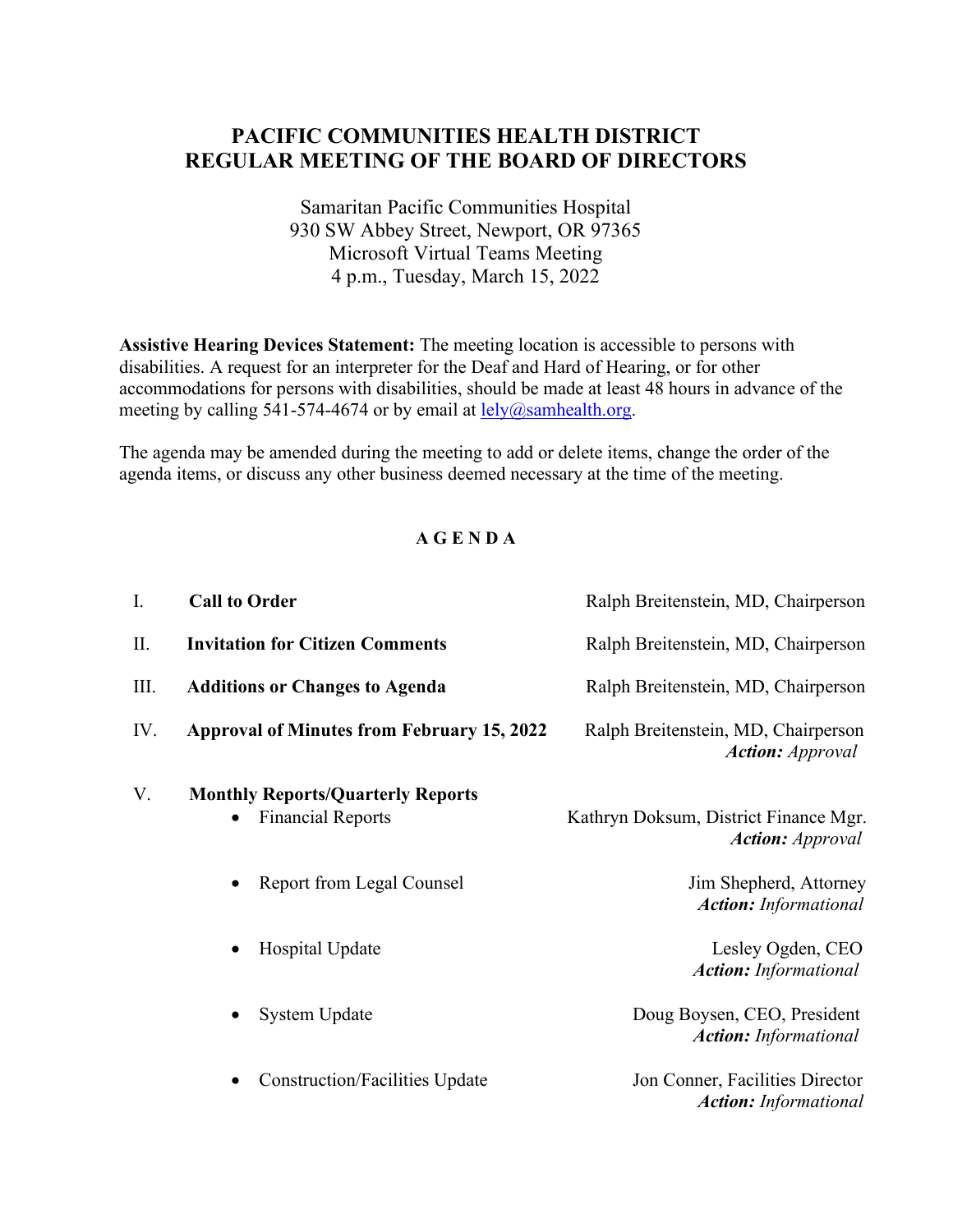# PACIFIC COMMUNITIES HEALTH DISTRICT
# REGULAR MEETING OF THE BOARD OF DIRECTORS

Samaritan Pacific Communities Hospital
930 SW Abbey Street, Newport, OR 97365
Microsoft Virtual Teams Meeting
4 p.m., Tuesday, March 15, 2022

**Assistive Hearing Devices Statement:** The meeting location is accessible to persons with disabilities. A request for an interpreter for the Deaf and Hard of Hearing, or for other accommodations for persons with disabilities, should be made at least 48 hours in advance of the meeting by calling 541-574-4674 or by email at lely@samhealth.org.

The agenda may be amended during the meeting to add or delete items, change the order of the agenda items, or discuss any other business deemed necessary at the time of the meeting.

## A G E N D A

I. **Call to Order** — Ralph Breitenstein, MD, Chairperson

II. **Invitation for Citizen Comments** — Ralph Breitenstein, MD, Chairperson

III. **Additions or Changes to Agenda** — Ralph Breitenstein, MD, Chairperson

IV. **Approval of Minutes from February 15, 2022** — Ralph Breitenstein, MD, Chairperson
*__Action:__ Approval*

V. **Monthly Reports/Quarterly Reports**

- Financial Reports — Kathryn Doksum, District Finance Mgr.
  *__Action:__ Approval*

- Report from Legal Counsel — Jim Shepherd, Attorney
  *__Action:__ Informational*

- Hospital Update — Lesley Ogden, CEO
  *__Action:__ Informational*

- System Update — Doug Boysen, CEO, President
  *__Action:__ Informational*

- Construction/Facilities Update — Jon Conner, Facilities Director
  *__Action:__ Informational*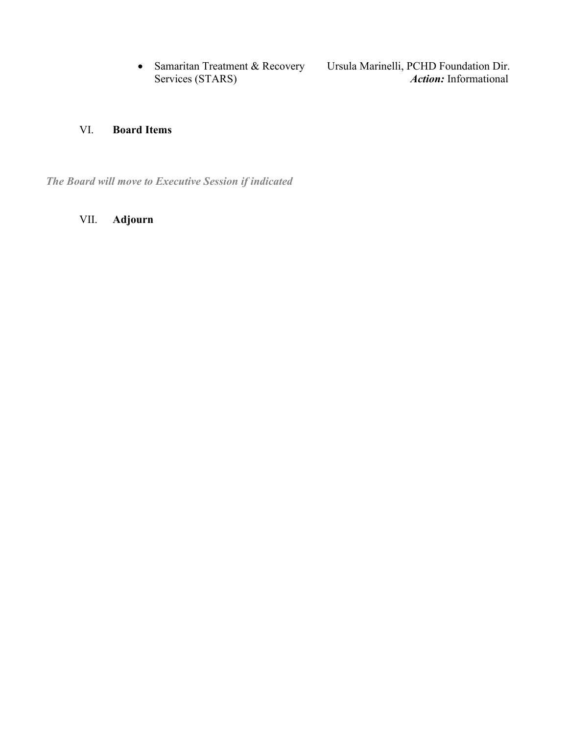- Samaritan Treatment & Recovery Services (STARS) — Ursula Marinelli, PCHD Foundation Dir.
  ***Action:*** Informational

VI. **Board Items**

***The Board will move to Executive Session if indicated***

VII. **Adjourn**